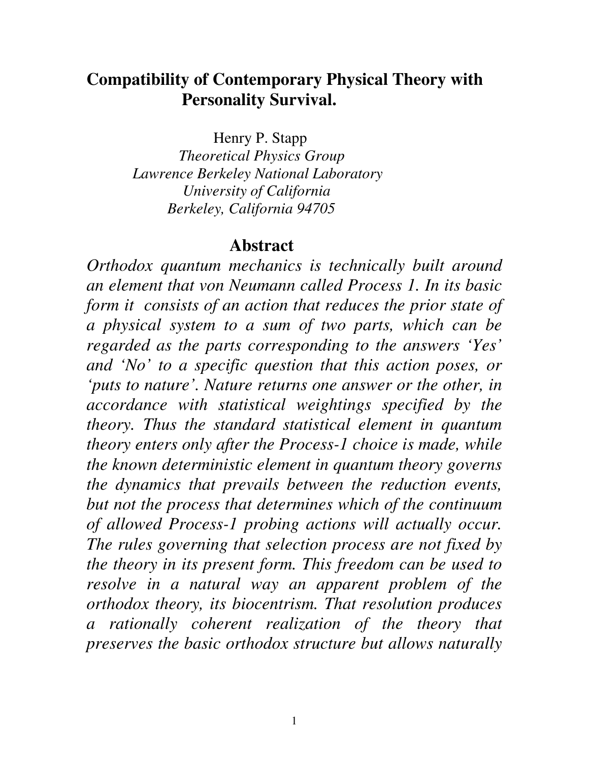# Compatibility of Contemporary Physical Theory with Personality Survival.

Henry P. Stapp
*Theoretical Physics Group*
*Lawrence Berkeley National Laboratory*
*University of California*
*Berkeley, California 94705*

## Abstract

*Orthodox quantum mechanics is technically built around an element that von Neumann called Process 1. In its basic form it consists of an action that reduces the prior state of a physical system to a sum of two parts, which can be regarded as the parts corresponding to the answers 'Yes' and 'No' to a specific question that this action poses, or 'puts to nature'. Nature returns one answer or the other, in accordance with statistical weightings specified by the theory. Thus the standard statistical element in quantum theory enters only after the Process-1 choice is made, while the known deterministic element in quantum theory governs the dynamics that prevails between the reduction events, but not the process that determines which of the continuum of allowed Process-1 probing actions will actually occur. The rules governing that selection process are not fixed by the theory in its present form. This freedom can be used to resolve in a natural way an apparent problem of the orthodox theory, its biocentrism. That resolution produces a rationally coherent realization of the theory that preserves the basic orthodox structure but allows naturally*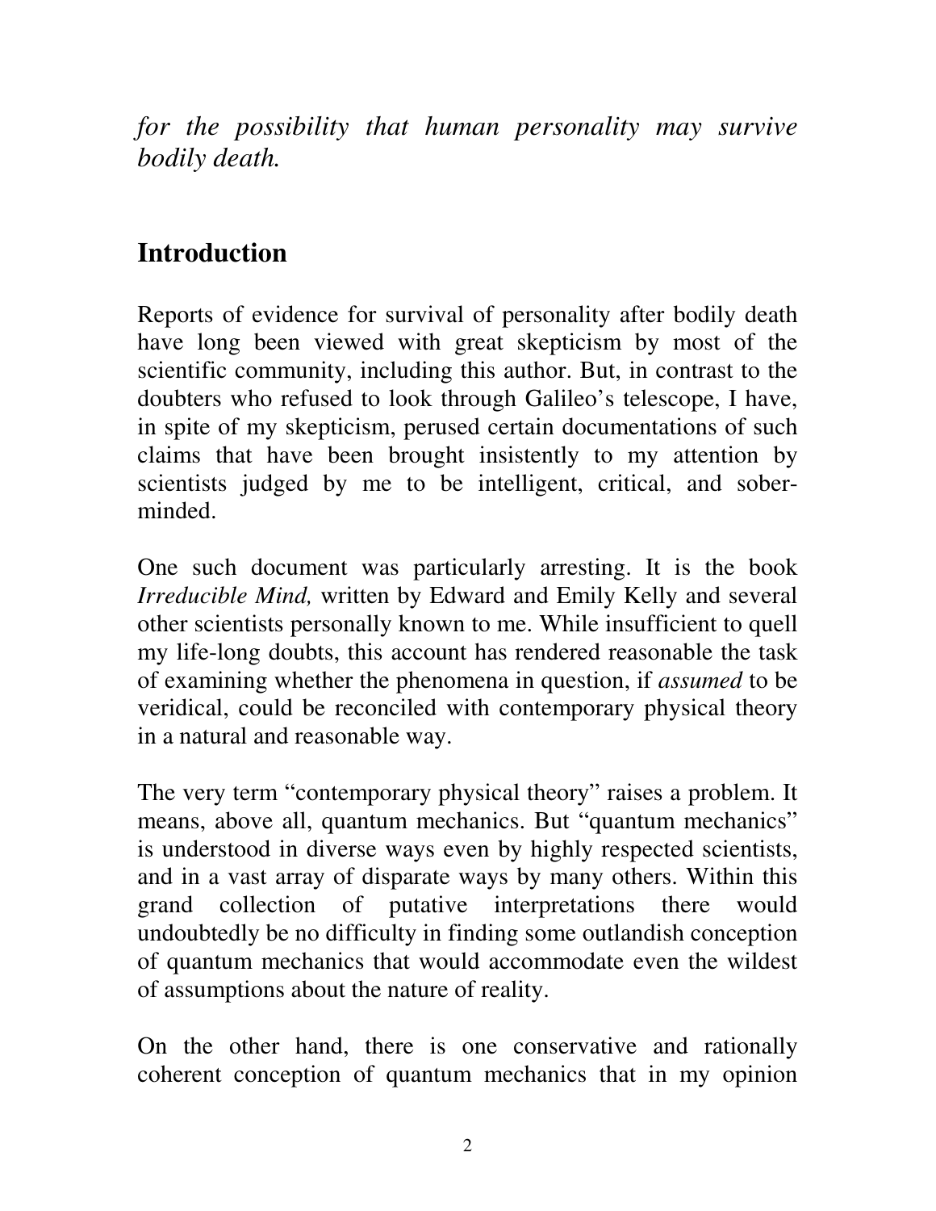*for the possibility that human personality may survive bodily death.*

## Introduction

Reports of evidence for survival of personality after bodily death have long been viewed with great skepticism by most of the scientific community, including this author. But, in contrast to the doubters who refused to look through Galileo's telescope, I have, in spite of my skepticism, perused certain documentations of such claims that have been brought insistently to my attention by scientists judged by me to be intelligent, critical, and sober-minded.

One such document was particularly arresting. It is the book *Irreducible Mind,* written by Edward and Emily Kelly and several other scientists personally known to me. While insufficient to quell my life-long doubts, this account has rendered reasonable the task of examining whether the phenomena in question, if *assumed* to be veridical, could be reconciled with contemporary physical theory in a natural and reasonable way.

The very term "contemporary physical theory" raises a problem. It means, above all, quantum mechanics. But "quantum mechanics" is understood in diverse ways even by highly respected scientists, and in a vast array of disparate ways by many others. Within this grand collection of putative interpretations there would undoubtedly be no difficulty in finding some outlandish conception of quantum mechanics that would accommodate even the wildest of assumptions about the nature of reality.

On the other hand, there is one conservative and rationally coherent conception of quantum mechanics that in my opinion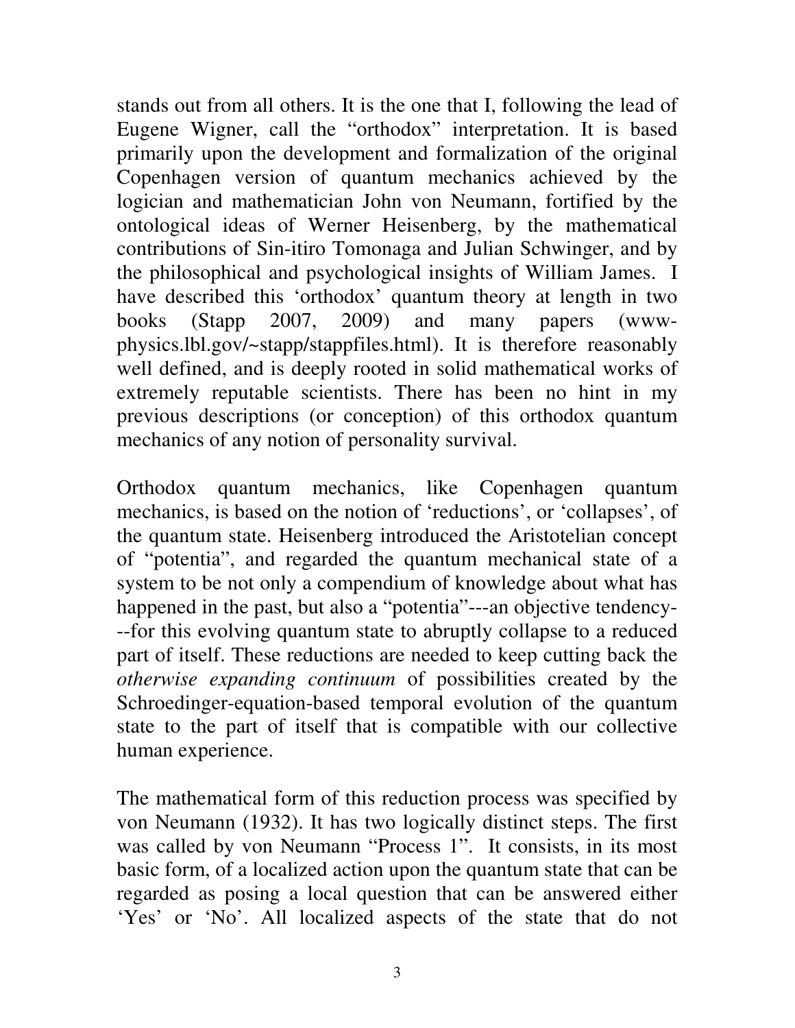stands out from all others. It is the one that I, following the lead of Eugene Wigner, call the "orthodox" interpretation. It is based primarily upon the development and formalization of the original Copenhagen version of quantum mechanics achieved by the logician and mathematician John von Neumann, fortified by the ontological ideas of Werner Heisenberg, by the mathematical contributions of Sin-itiro Tomonaga and Julian Schwinger, and by the philosophical and psychological insights of William James. I have described this 'orthodox' quantum theory at length in two books (Stapp 2007, 2009) and many papers (www-physics.lbl.gov/~stapp/stappfiles.html). It is therefore reasonably well defined, and is deeply rooted in solid mathematical works of extremely reputable scientists. There has been no hint in my previous descriptions (or conception) of this orthodox quantum mechanics of any notion of personality survival.

Orthodox quantum mechanics, like Copenhagen quantum mechanics, is based on the notion of 'reductions', or 'collapses', of the quantum state. Heisenberg introduced the Aristotelian concept of "potentia", and regarded the quantum mechanical state of a system to be not only a compendium of knowledge about what has happened in the past, but also a "potentia"---an objective tendency---for this evolving quantum state to abruptly collapse to a reduced part of itself. These reductions are needed to keep cutting back the *otherwise expanding continuum* of possibilities created by the Schroedinger-equation-based temporal evolution of the quantum state to the part of itself that is compatible with our collective human experience.

The mathematical form of this reduction process was specified by von Neumann (1932). It has two logically distinct steps. The first was called by von Neumann "Process 1". It consists, in its most basic form, of a localized action upon the quantum state that can be regarded as posing a local question that can be answered either 'Yes' or 'No'. All localized aspects of the state that do not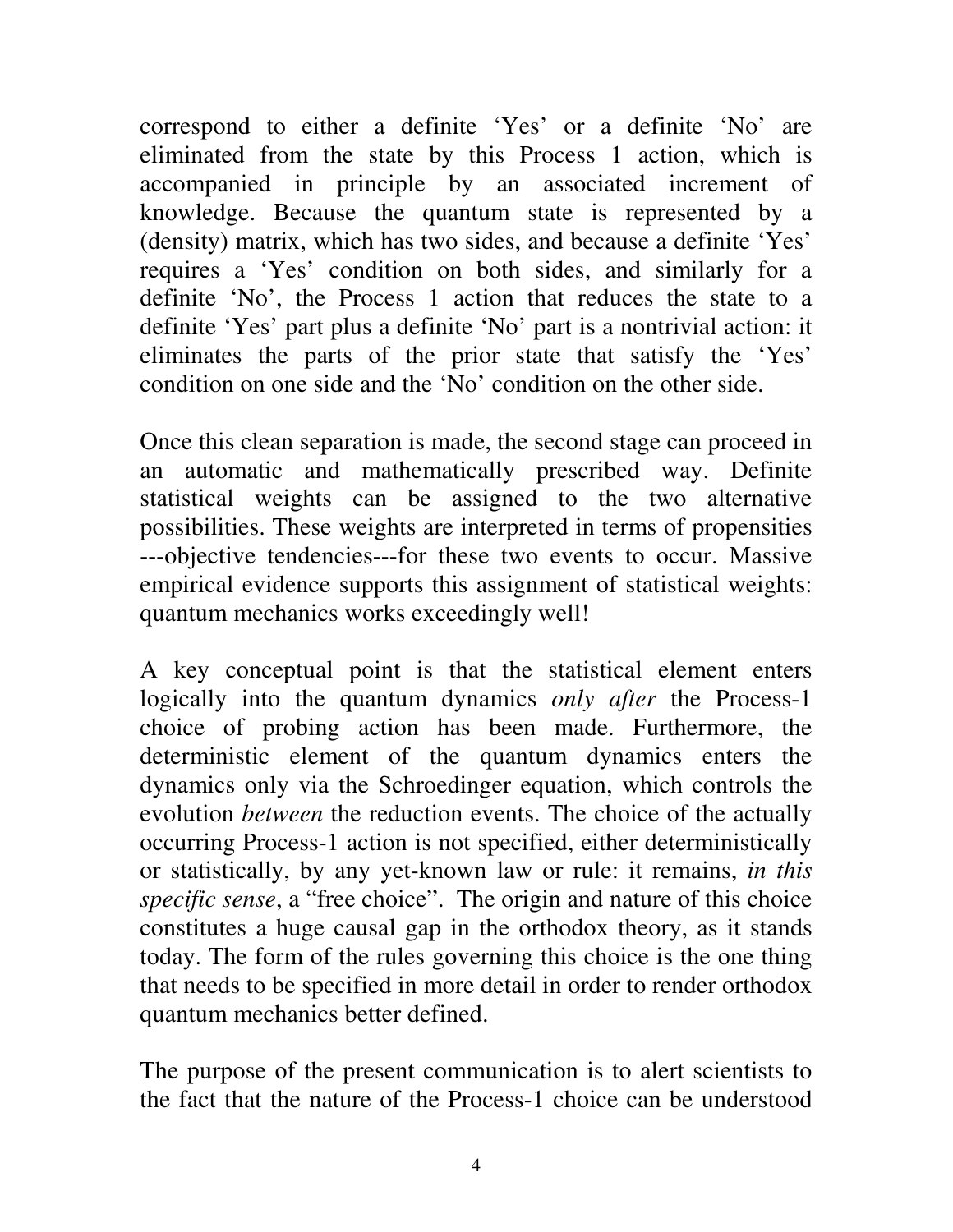correspond to either a definite 'Yes' or a definite 'No' are eliminated from the state by this Process 1 action, which is accompanied in principle by an associated increment of knowledge. Because the quantum state is represented by a (density) matrix, which has two sides, and because a definite 'Yes' requires a 'Yes' condition on both sides, and similarly for a definite 'No', the Process 1 action that reduces the state to a definite 'Yes' part plus a definite 'No' part is a nontrivial action: it eliminates the parts of the prior state that satisfy the 'Yes' condition on one side and the 'No' condition on the other side.

Once this clean separation is made, the second stage can proceed in an automatic and mathematically prescribed way. Definite statistical weights can be assigned to the two alternative possibilities. These weights are interpreted in terms of propensities ---objective tendencies---for these two events to occur. Massive empirical evidence supports this assignment of statistical weights: quantum mechanics works exceedingly well!

A key conceptual point is that the statistical element enters logically into the quantum dynamics *only after* the Process-1 choice of probing action has been made. Furthermore, the deterministic element of the quantum dynamics enters the dynamics only via the Schroedinger equation, which controls the evolution *between* the reduction events. The choice of the actually occurring Process-1 action is not specified, either deterministically or statistically, by any yet-known law or rule: it remains, *in this specific sense*, a "free choice". The origin and nature of this choice constitutes a huge causal gap in the orthodox theory, as it stands today. The form of the rules governing this choice is the one thing that needs to be specified in more detail in order to render orthodox quantum mechanics better defined.

The purpose of the present communication is to alert scientists to the fact that the nature of the Process-1 choice can be understood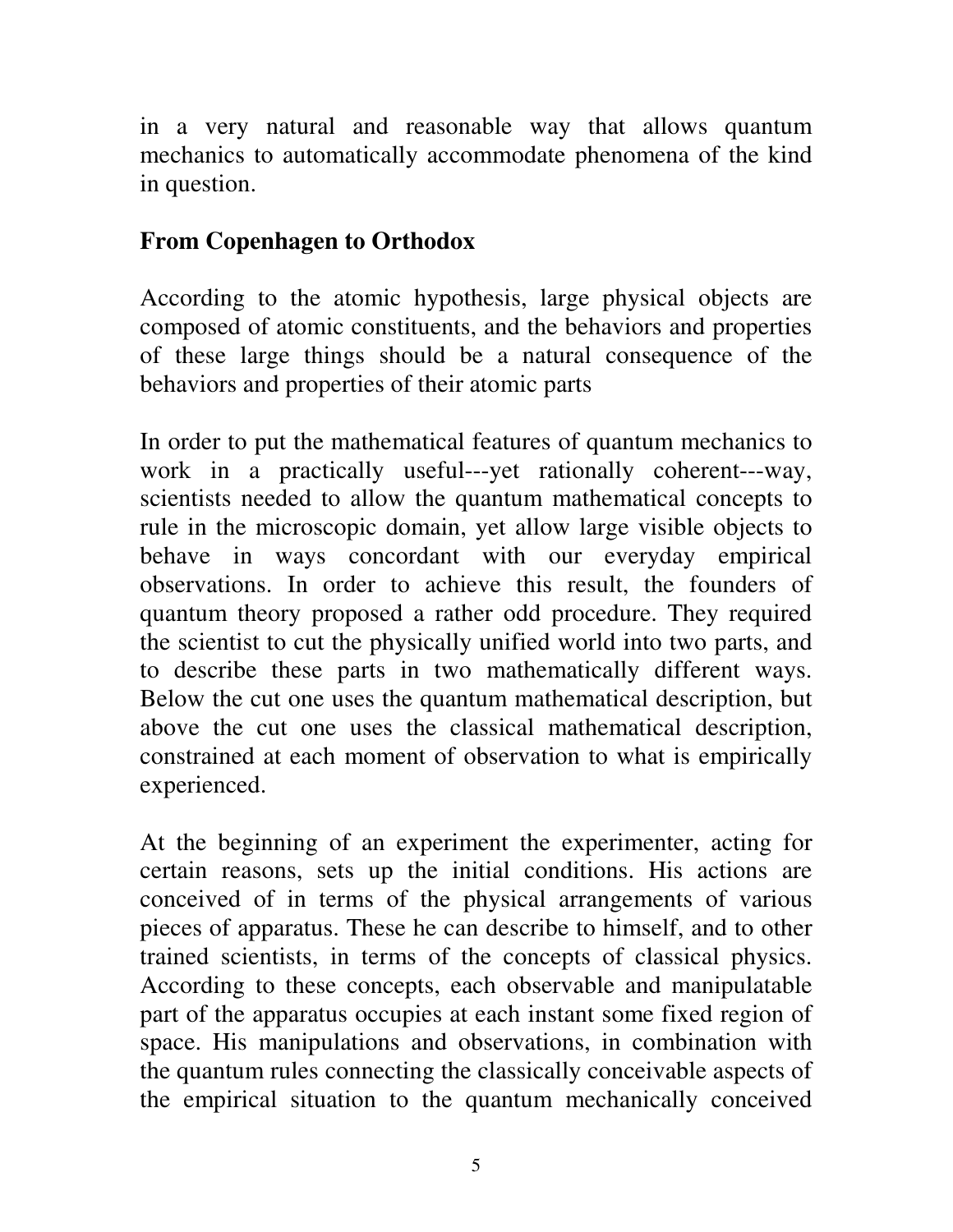in a very natural and reasonable way that allows quantum mechanics to automatically accommodate phenomena of the kind in question.

## From Copenhagen to Orthodox

According to the atomic hypothesis, large physical objects are composed of atomic constituents, and the behaviors and properties of these large things should be a natural consequence of the behaviors and properties of their atomic parts

In order to put the mathematical features of quantum mechanics to work in a practically useful---yet rationally coherent---way, scientists needed to allow the quantum mathematical concepts to rule in the microscopic domain, yet allow large visible objects to behave in ways concordant with our everyday empirical observations. In order to achieve this result, the founders of quantum theory proposed a rather odd procedure. They required the scientist to cut the physically unified world into two parts, and to describe these parts in two mathematically different ways. Below the cut one uses the quantum mathematical description, but above the cut one uses the classical mathematical description, constrained at each moment of observation to what is empirically experienced.

At the beginning of an experiment the experimenter, acting for certain reasons, sets up the initial conditions. His actions are conceived of in terms of the physical arrangements of various pieces of apparatus. These he can describe to himself, and to other trained scientists, in terms of the concepts of classical physics. According to these concepts, each observable and manipulatable part of the apparatus occupies at each instant some fixed region of space. His manipulations and observations, in combination with the quantum rules connecting the classically conceivable aspects of the empirical situation to the quantum mechanically conceived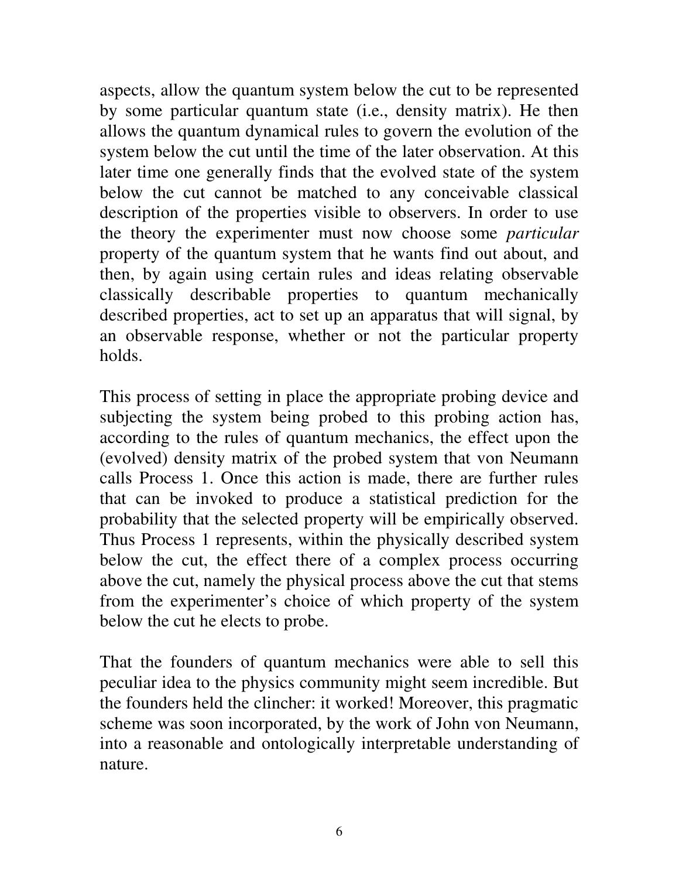aspects, allow the quantum system below the cut to be represented by some particular quantum state (i.e., density matrix). He then allows the quantum dynamical rules to govern the evolution of the system below the cut until the time of the later observation. At this later time one generally finds that the evolved state of the system below the cut cannot be matched to any conceivable classical description of the properties visible to observers. In order to use the theory the experimenter must now choose some *particular* property of the quantum system that he wants find out about, and then, by again using certain rules and ideas relating observable classically describable properties to quantum mechanically described properties, act to set up an apparatus that will signal, by an observable response, whether or not the particular property holds.

This process of setting in place the appropriate probing device and subjecting the system being probed to this probing action has, according to the rules of quantum mechanics, the effect upon the (evolved) density matrix of the probed system that von Neumann calls Process 1. Once this action is made, there are further rules that can be invoked to produce a statistical prediction for the probability that the selected property will be empirically observed. Thus Process 1 represents, within the physically described system below the cut, the effect there of a complex process occurring above the cut, namely the physical process above the cut that stems from the experimenter's choice of which property of the system below the cut he elects to probe.

That the founders of quantum mechanics were able to sell this peculiar idea to the physics community might seem incredible. But the founders held the clincher: it worked! Moreover, this pragmatic scheme was soon incorporated, by the work of John von Neumann, into a reasonable and ontologically interpretable understanding of nature.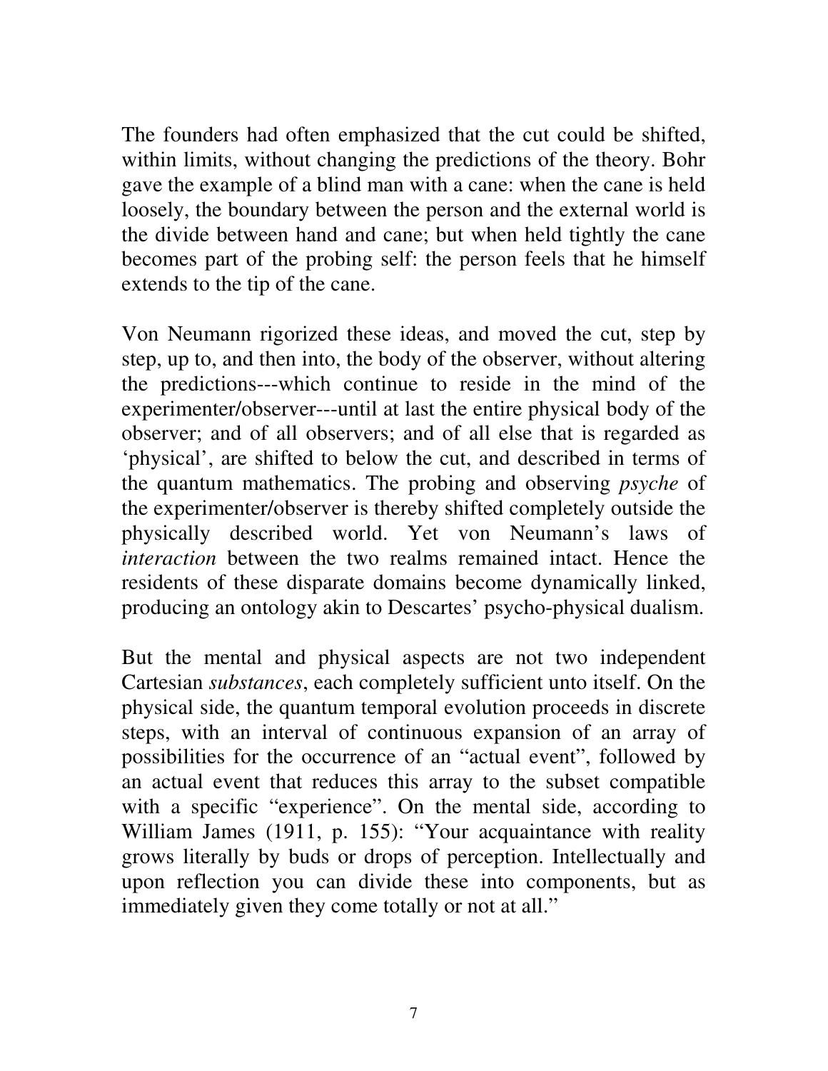The founders had often emphasized that the cut could be shifted, within limits, without changing the predictions of the theory. Bohr gave the example of a blind man with a cane: when the cane is held loosely, the boundary between the person and the external world is the divide between hand and cane; but when held tightly the cane becomes part of the probing self: the person feels that he himself extends to the tip of the cane.

Von Neumann rigorized these ideas, and moved the cut, step by step, up to, and then into, the body of the observer, without altering the predictions---which continue to reside in the mind of the experimenter/observer---until at last the entire physical body of the observer; and of all observers; and of all else that is regarded as 'physical', are shifted to below the cut, and described in terms of the quantum mathematics. The probing and observing *psyche* of the experimenter/observer is thereby shifted completely outside the physically described world. Yet von Neumann's laws of *interaction* between the two realms remained intact. Hence the residents of these disparate domains become dynamically linked, producing an ontology akin to Descartes' psycho-physical dualism.

But the mental and physical aspects are not two independent Cartesian *substances*, each completely sufficient unto itself. On the physical side, the quantum temporal evolution proceeds in discrete steps, with an interval of continuous expansion of an array of possibilities for the occurrence of an "actual event", followed by an actual event that reduces this array to the subset compatible with a specific "experience". On the mental side, according to William James (1911, p. 155): "Your acquaintance with reality grows literally by buds or drops of perception. Intellectually and upon reflection you can divide these into components, but as immediately given they come totally or not at all."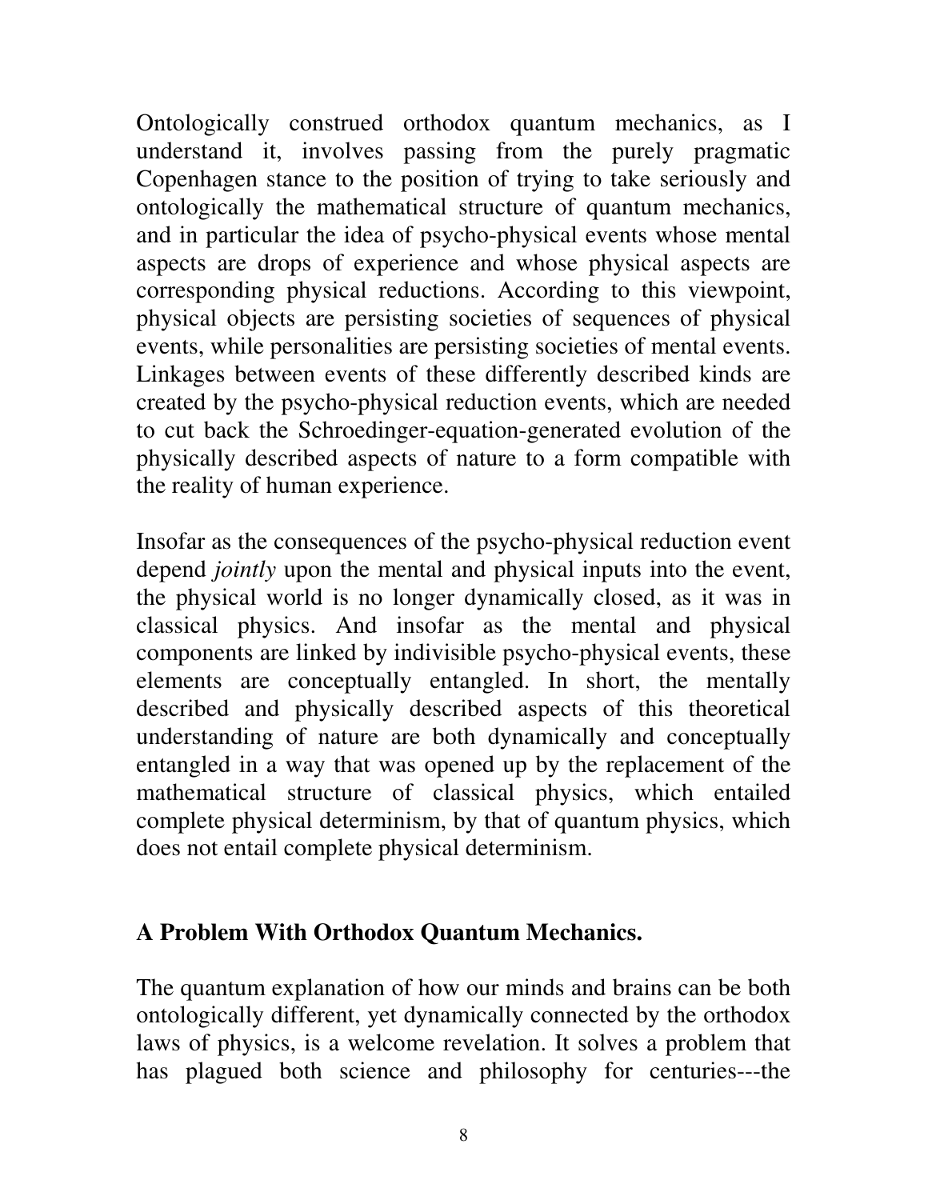Ontologically construed orthodox quantum mechanics, as I understand it, involves passing from the purely pragmatic Copenhagen stance to the position of trying to take seriously and ontologically the mathematical structure of quantum mechanics, and in particular the idea of psycho-physical events whose mental aspects are drops of experience and whose physical aspects are corresponding physical reductions. According to this viewpoint, physical objects are persisting societies of sequences of physical events, while personalities are persisting societies of mental events. Linkages between events of these differently described kinds are created by the psycho-physical reduction events, which are needed to cut back the Schroedinger-equation-generated evolution of the physically described aspects of nature to a form compatible with the reality of human experience.

Insofar as the consequences of the psycho-physical reduction event depend *jointly* upon the mental and physical inputs into the event, the physical world is no longer dynamically closed, as it was in classical physics. And insofar as the mental and physical components are linked by indivisible psycho-physical events, these elements are conceptually entangled. In short, the mentally described and physically described aspects of this theoretical understanding of nature are both dynamically and conceptually entangled in a way that was opened up by the replacement of the mathematical structure of classical physics, which entailed complete physical determinism, by that of quantum physics, which does not entail complete physical determinism.

## A Problem With Orthodox Quantum Mechanics.

The quantum explanation of how our minds and brains can be both ontologically different, yet dynamically connected by the orthodox laws of physics, is a welcome revelation. It solves a problem that has plagued both science and philosophy for centuries---the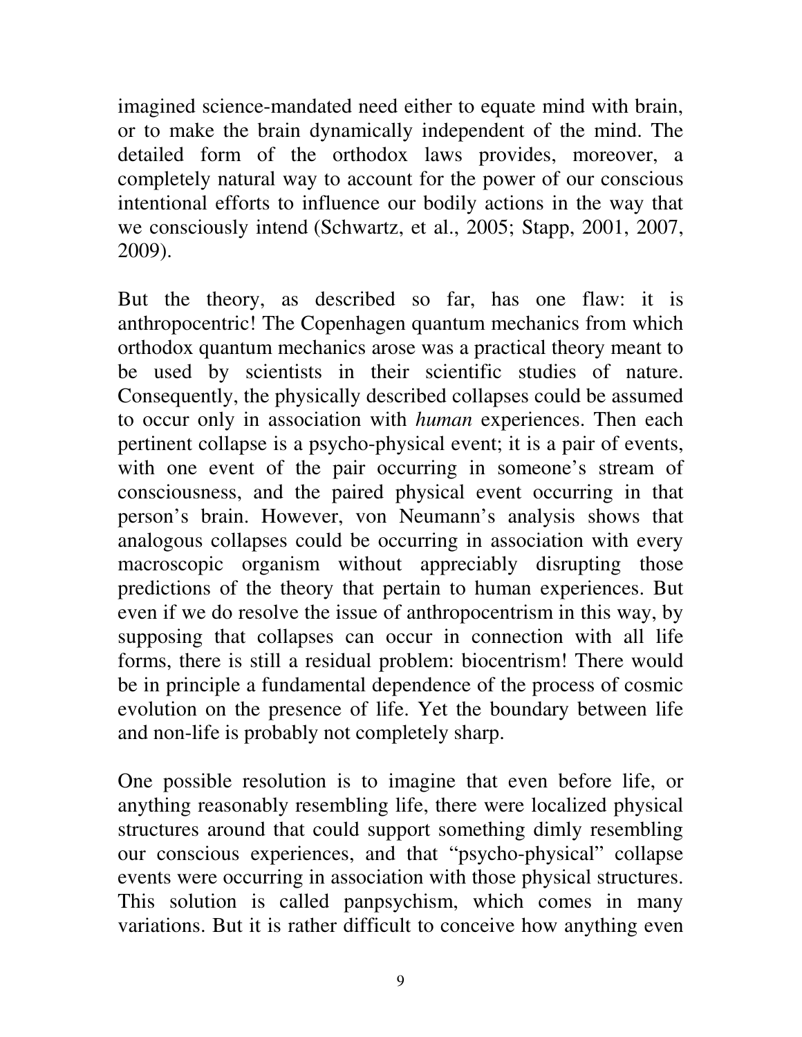imagined science-mandated need either to equate mind with brain, or to make the brain dynamically independent of the mind. The detailed form of the orthodox laws provides, moreover, a completely natural way to account for the power of our conscious intentional efforts to influence our bodily actions in the way that we consciously intend (Schwartz, et al., 2005; Stapp, 2001, 2007, 2009).

But the theory, as described so far, has one flaw: it is anthropocentric! The Copenhagen quantum mechanics from which orthodox quantum mechanics arose was a practical theory meant to be used by scientists in their scientific studies of nature. Consequently, the physically described collapses could be assumed to occur only in association with *human* experiences. Then each pertinent collapse is a psycho-physical event; it is a pair of events, with one event of the pair occurring in someone's stream of consciousness, and the paired physical event occurring in that person's brain. However, von Neumann's analysis shows that analogous collapses could be occurring in association with every macroscopic organism without appreciably disrupting those predictions of the theory that pertain to human experiences. But even if we do resolve the issue of anthropocentrism in this way, by supposing that collapses can occur in connection with all life forms, there is still a residual problem: biocentrism! There would be in principle a fundamental dependence of the process of cosmic evolution on the presence of life. Yet the boundary between life and non-life is probably not completely sharp.

One possible resolution is to imagine that even before life, or anything reasonably resembling life, there were localized physical structures around that could support something dimly resembling our conscious experiences, and that "psycho-physical" collapse events were occurring in association with those physical structures. This solution is called panpsychism, which comes in many variations. But it is rather difficult to conceive how anything even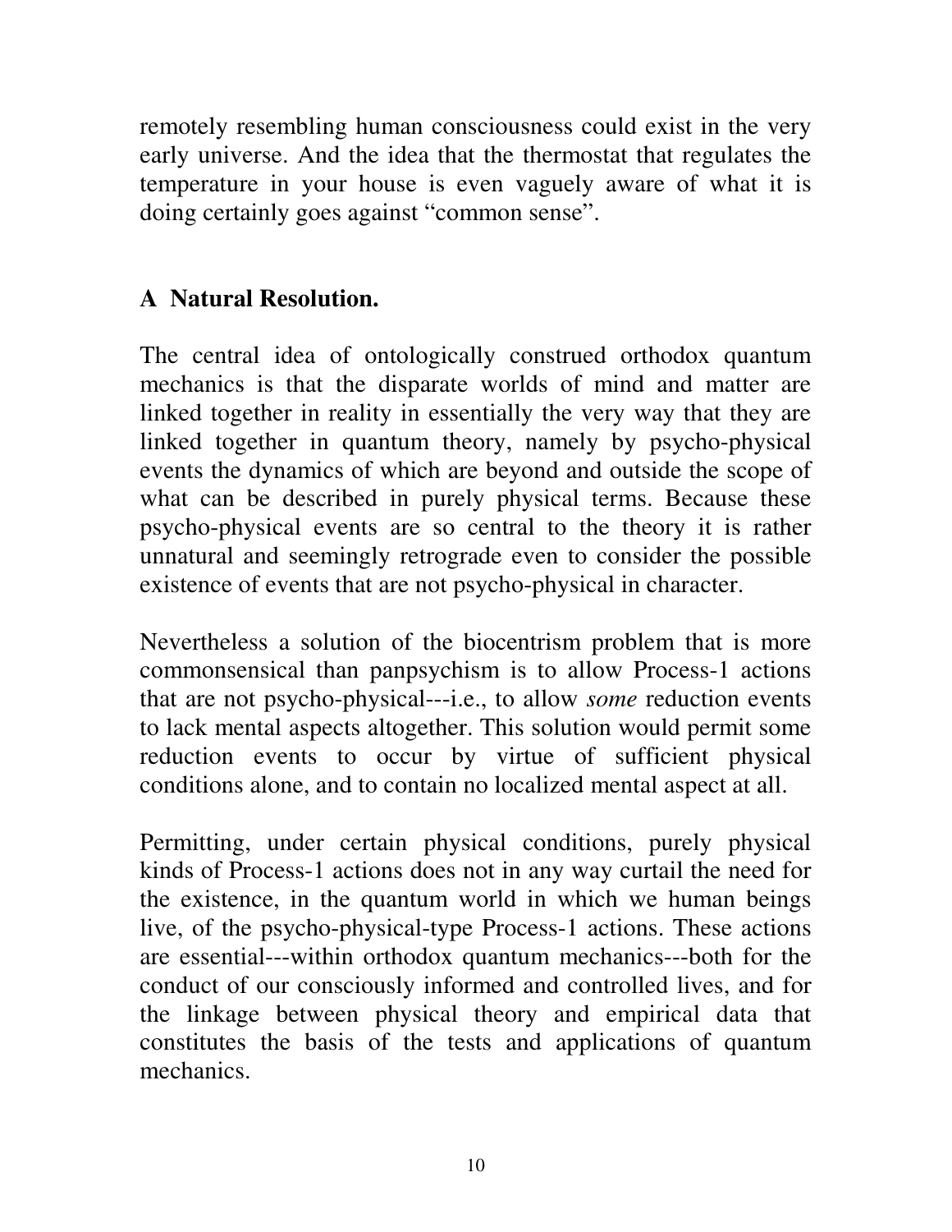remotely resembling human consciousness could exist in the very early universe. And the idea that the thermostat that regulates the temperature in your house is even vaguely aware of what it is doing certainly goes against "common sense".

## A Natural Resolution.

The central idea of ontologically construed orthodox quantum mechanics is that the disparate worlds of mind and matter are linked together in reality in essentially the very way that they are linked together in quantum theory, namely by psycho-physical events the dynamics of which are beyond and outside the scope of what can be described in purely physical terms. Because these psycho-physical events are so central to the theory it is rather unnatural and seemingly retrograde even to consider the possible existence of events that are not psycho-physical in character.

Nevertheless a solution of the biocentrism problem that is more commonsensical than panpsychism is to allow Process-1 actions that are not psycho-physical---i.e., to allow *some* reduction events to lack mental aspects altogether. This solution would permit some reduction events to occur by virtue of sufficient physical conditions alone, and to contain no localized mental aspect at all.

Permitting, under certain physical conditions, purely physical kinds of Process-1 actions does not in any way curtail the need for the existence, in the quantum world in which we human beings live, of the psycho-physical-type Process-1 actions. These actions are essential---within orthodox quantum mechanics---both for the conduct of our consciously informed and controlled lives, and for the linkage between physical theory and empirical data that constitutes the basis of the tests and applications of quantum mechanics.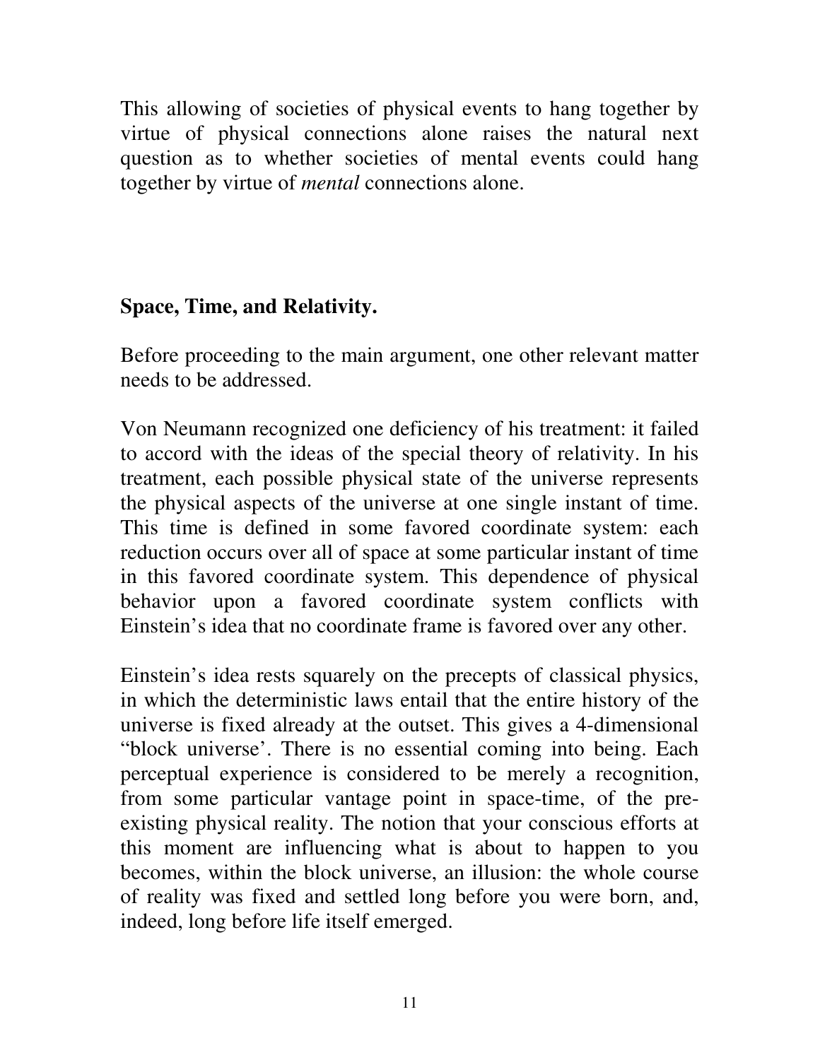This allowing of societies of physical events to hang together by virtue of physical connections alone raises the natural next question as to whether societies of mental events could hang together by virtue of *mental* connections alone.

## Space, Time, and Relativity.

Before proceeding to the main argument, one other relevant matter needs to be addressed.

Von Neumann recognized one deficiency of his treatment: it failed to accord with the ideas of the special theory of relativity. In his treatment, each possible physical state of the universe represents the physical aspects of the universe at one single instant of time. This time is defined in some favored coordinate system: each reduction occurs over all of space at some particular instant of time in this favored coordinate system. This dependence of physical behavior upon a favored coordinate system conflicts with Einstein's idea that no coordinate frame is favored over any other.

Einstein's idea rests squarely on the precepts of classical physics, in which the deterministic laws entail that the entire history of the universe is fixed already at the outset. This gives a 4-dimensional "block universe'. There is no essential coming into being. Each perceptual experience is considered to be merely a recognition, from some particular vantage point in space-time, of the pre-existing physical reality. The notion that your conscious efforts at this moment are influencing what is about to happen to you becomes, within the block universe, an illusion: the whole course of reality was fixed and settled long before you were born, and, indeed, long before life itself emerged.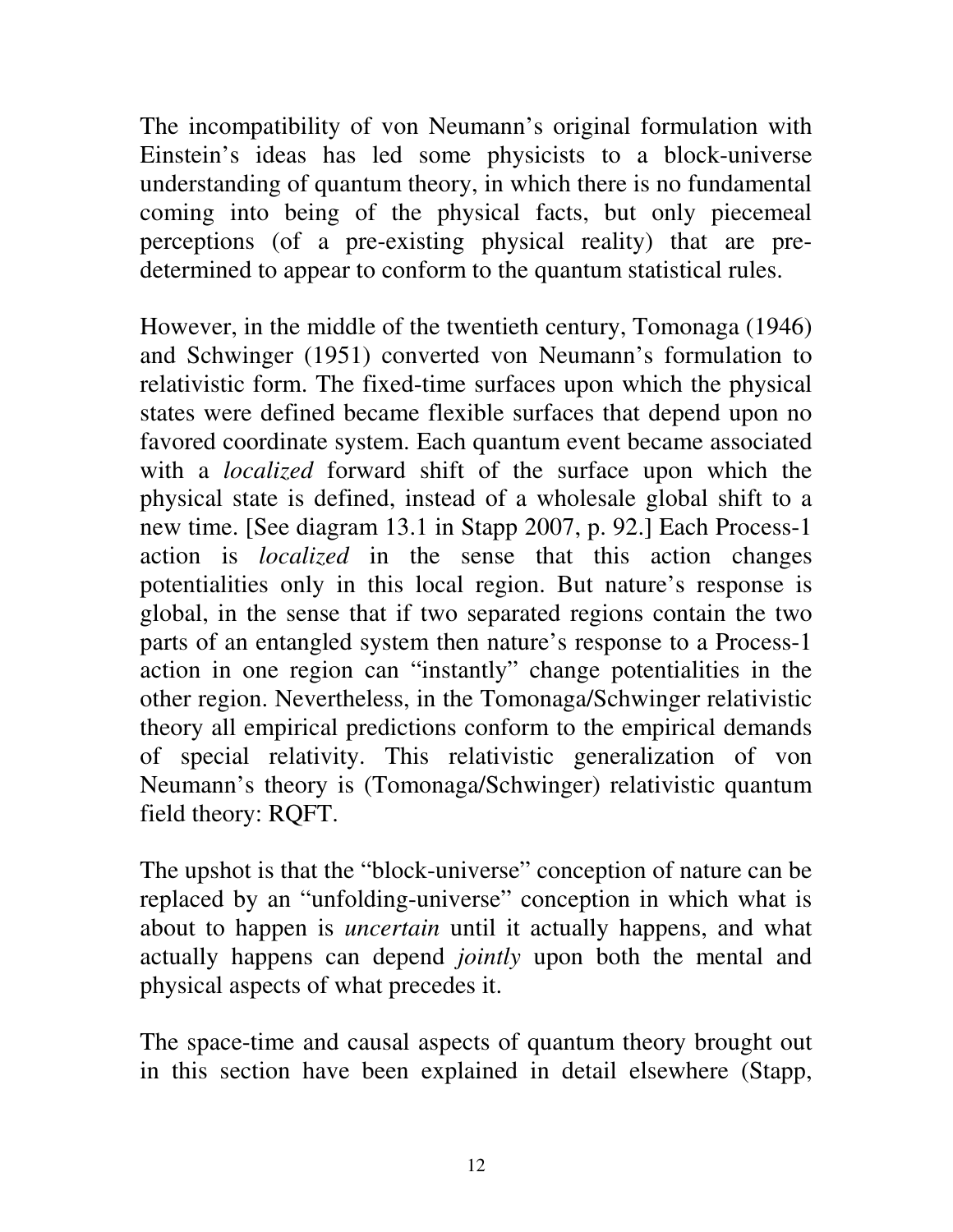The incompatibility of von Neumann's original formulation with Einstein's ideas has led some physicists to a block-universe understanding of quantum theory, in which there is no fundamental coming into being of the physical facts, but only piecemeal perceptions (of a pre-existing physical reality) that are predetermined to appear to conform to the quantum statistical rules.

However, in the middle of the twentieth century, Tomonaga (1946) and Schwinger (1951) converted von Neumann's formulation to relativistic form. The fixed-time surfaces upon which the physical states were defined became flexible surfaces that depend upon no favored coordinate system. Each quantum event became associated with a *localized* forward shift of the surface upon which the physical state is defined, instead of a wholesale global shift to a new time. [See diagram 13.1 in Stapp 2007, p. 92.] Each Process-1 action is *localized* in the sense that this action changes potentialities only in this local region. But nature's response is global, in the sense that if two separated regions contain the two parts of an entangled system then nature's response to a Process-1 action in one region can "instantly" change potentialities in the other region. Nevertheless, in the Tomonaga/Schwinger relativistic theory all empirical predictions conform to the empirical demands of special relativity. This relativistic generalization of von Neumann's theory is (Tomonaga/Schwinger) relativistic quantum field theory: RQFT.

The upshot is that the "block-universe" conception of nature can be replaced by an "unfolding-universe" conception in which what is about to happen is *uncertain* until it actually happens, and what actually happens can depend *jointly* upon both the mental and physical aspects of what precedes it.

The space-time and causal aspects of quantum theory brought out in this section have been explained in detail elsewhere (Stapp,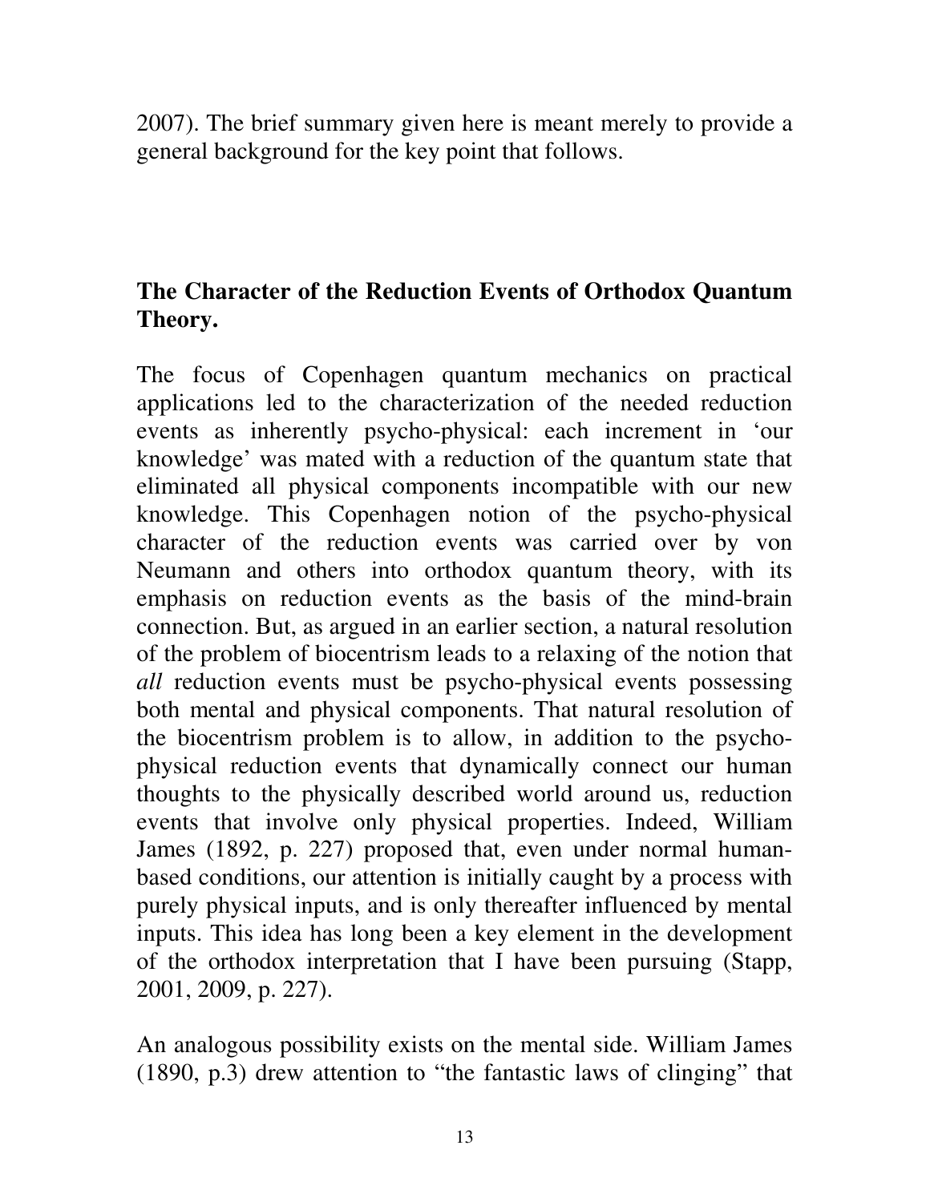2007). The brief summary given here is meant merely to provide a general background for the key point that follows.

## The Character of the Reduction Events of Orthodox Quantum Theory.

The focus of Copenhagen quantum mechanics on practical applications led to the characterization of the needed reduction events as inherently psycho-physical: each increment in 'our knowledge' was mated with a reduction of the quantum state that eliminated all physical components incompatible with our new knowledge. This Copenhagen notion of the psycho-physical character of the reduction events was carried over by von Neumann and others into orthodox quantum theory, with its emphasis on reduction events as the basis of the mind-brain connection. But, as argued in an earlier section, a natural resolution of the problem of biocentrism leads to a relaxing of the notion that *all* reduction events must be psycho-physical events possessing both mental and physical components. That natural resolution of the biocentrism problem is to allow, in addition to the psycho-physical reduction events that dynamically connect our human thoughts to the physically described world around us, reduction events that involve only physical properties. Indeed, William James (1892, p. 227) proposed that, even under normal human-based conditions, our attention is initially caught by a process with purely physical inputs, and is only thereafter influenced by mental inputs. This idea has long been a key element in the development of the orthodox interpretation that I have been pursuing (Stapp, 2001, 2009, p. 227).

An analogous possibility exists on the mental side. William James (1890, p.3) drew attention to "the fantastic laws of clinging" that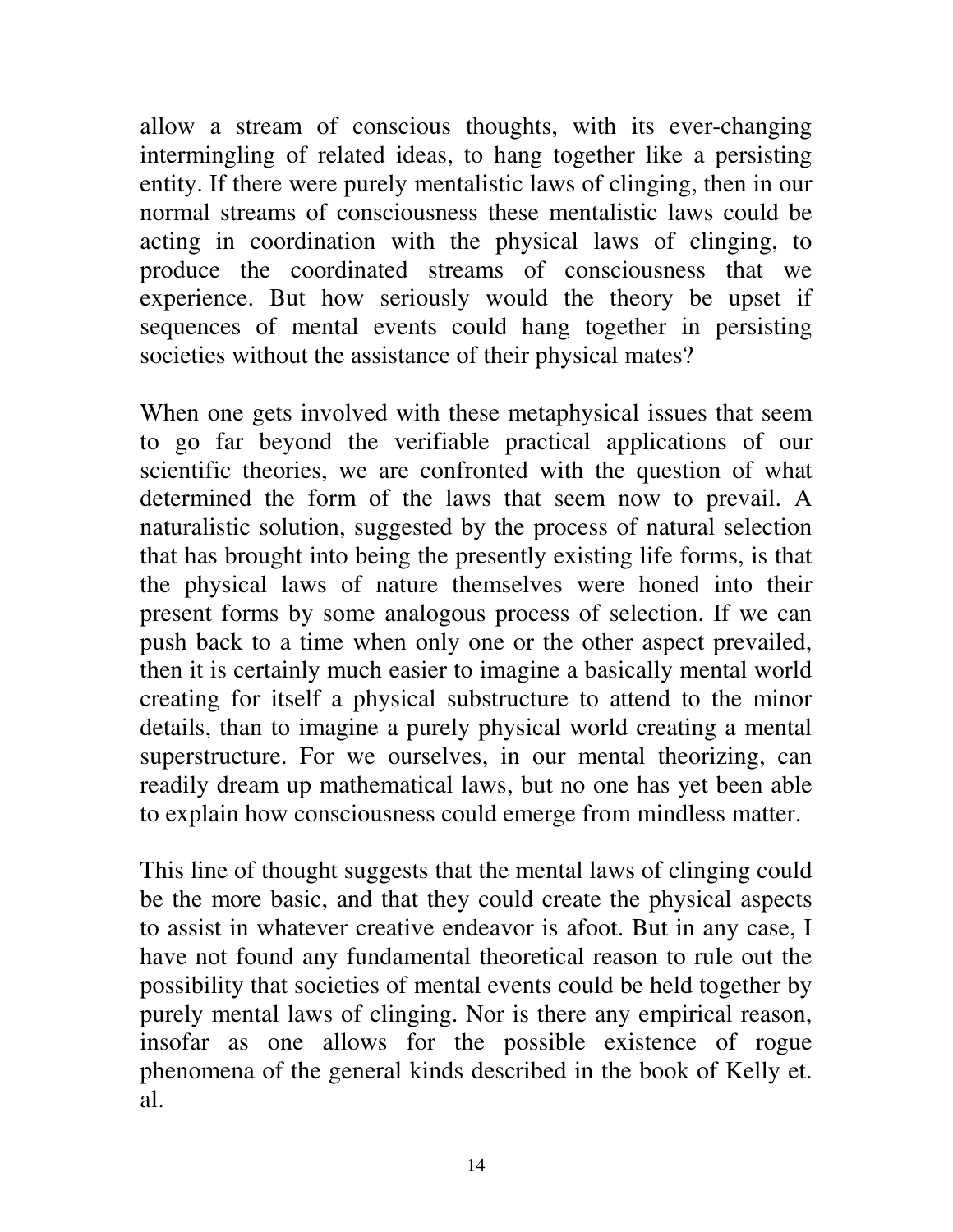allow a stream of conscious thoughts, with its ever-changing intermingling of related ideas, to hang together like a persisting entity. If there were purely mentalistic laws of clinging, then in our normal streams of consciousness these mentalistic laws could be acting in coordination with the physical laws of clinging, to produce the coordinated streams of consciousness that we experience. But how seriously would the theory be upset if sequences of mental events could hang together in persisting societies without the assistance of their physical mates?

When one gets involved with these metaphysical issues that seem to go far beyond the verifiable practical applications of our scientific theories, we are confronted with the question of what determined the form of the laws that seem now to prevail. A naturalistic solution, suggested by the process of natural selection that has brought into being the presently existing life forms, is that the physical laws of nature themselves were honed into their present forms by some analogous process of selection. If we can push back to a time when only one or the other aspect prevailed, then it is certainly much easier to imagine a basically mental world creating for itself a physical substructure to attend to the minor details, than to imagine a purely physical world creating a mental superstructure. For we ourselves, in our mental theorizing, can readily dream up mathematical laws, but no one has yet been able to explain how consciousness could emerge from mindless matter.

This line of thought suggests that the mental laws of clinging could be the more basic, and that they could create the physical aspects to assist in whatever creative endeavor is afoot. But in any case, I have not found any fundamental theoretical reason to rule out the possibility that societies of mental events could be held together by purely mental laws of clinging. Nor is there any empirical reason, insofar as one allows for the possible existence of rogue phenomena of the general kinds described in the book of Kelly et. al.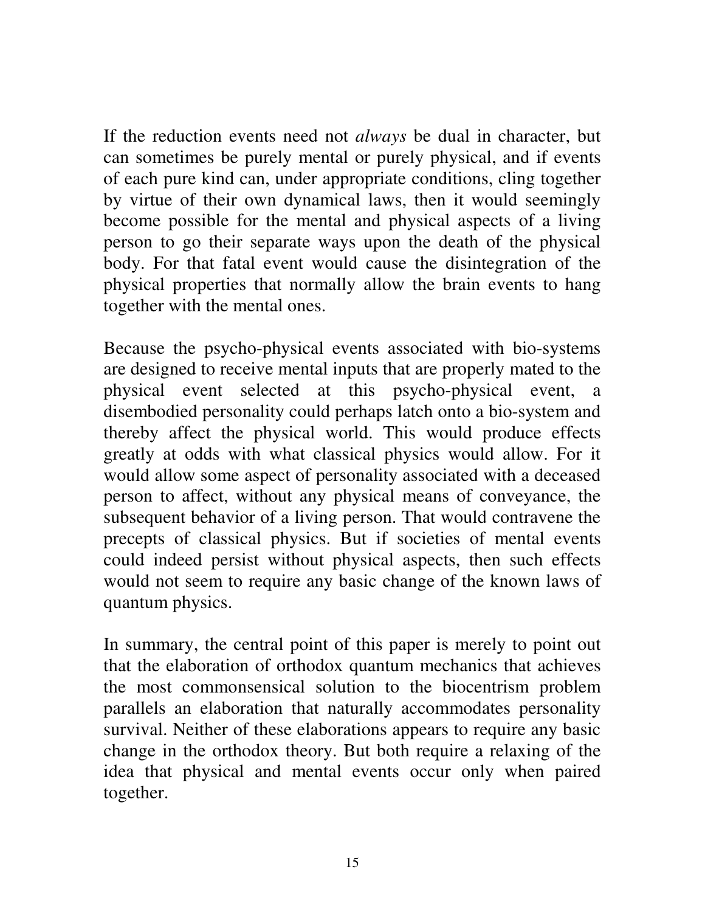If the reduction events need not *always* be dual in character, but can sometimes be purely mental or purely physical, and if events of each pure kind can, under appropriate conditions, cling together by virtue of their own dynamical laws, then it would seemingly become possible for the mental and physical aspects of a living person to go their separate ways upon the death of the physical body. For that fatal event would cause the disintegration of the physical properties that normally allow the brain events to hang together with the mental ones.

Because the psycho-physical events associated with bio-systems are designed to receive mental inputs that are properly mated to the physical event selected at this psycho-physical event, a disembodied personality could perhaps latch onto a bio-system and thereby affect the physical world. This would produce effects greatly at odds with what classical physics would allow. For it would allow some aspect of personality associated with a deceased person to affect, without any physical means of conveyance, the subsequent behavior of a living person. That would contravene the precepts of classical physics. But if societies of mental events could indeed persist without physical aspects, then such effects would not seem to require any basic change of the known laws of quantum physics.

In summary, the central point of this paper is merely to point out that the elaboration of orthodox quantum mechanics that achieves the most commonsensical solution to the biocentrism problem parallels an elaboration that naturally accommodates personality survival. Neither of these elaborations appears to require any basic change in the orthodox theory. But both require a relaxing of the idea that physical and mental events occur only when paired together.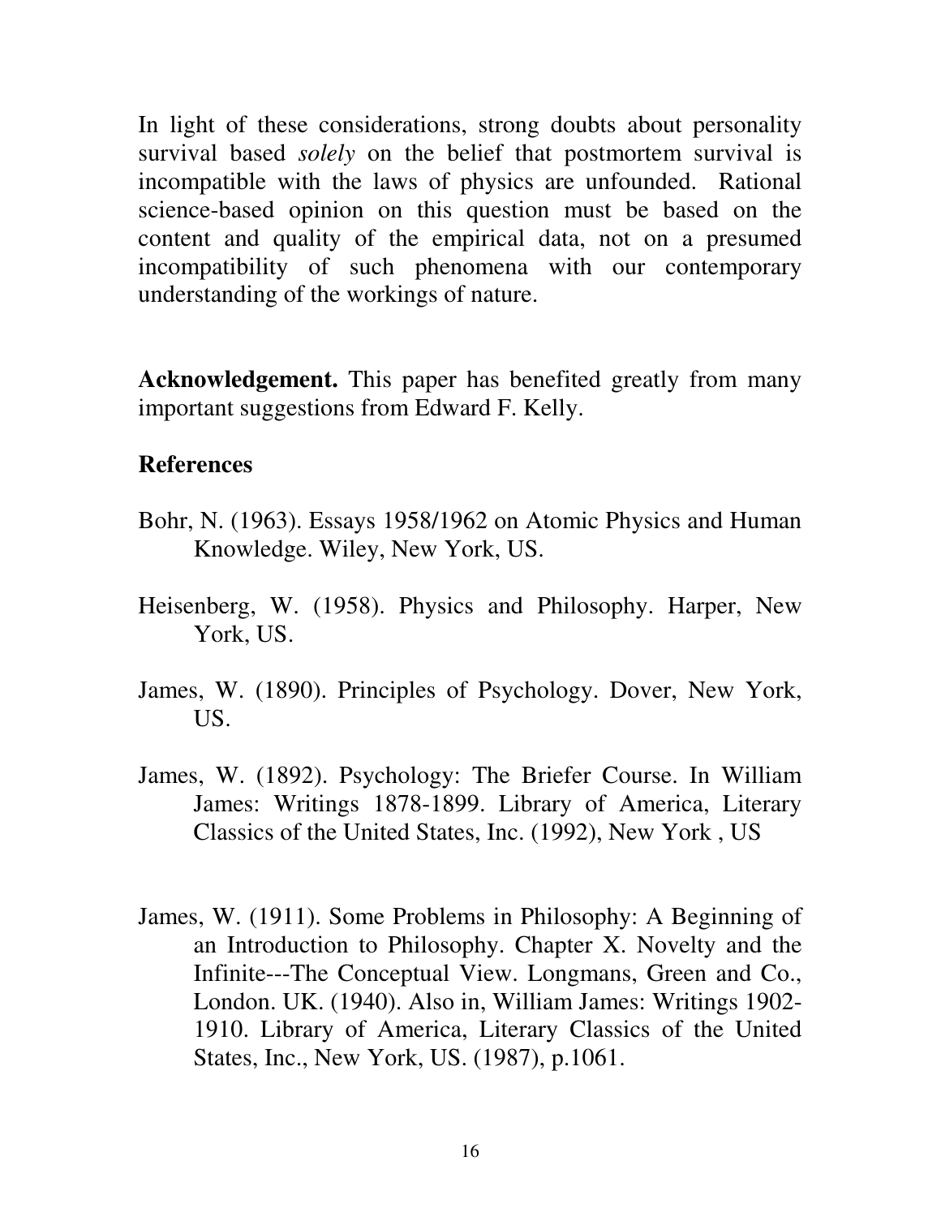In light of these considerations, strong doubts about personality survival based *solely* on the belief that postmortem survival is incompatible with the laws of physics are unfounded. Rational science-based opinion on this question must be based on the content and quality of the empirical data, not on a presumed incompatibility of such phenomena with our contemporary understanding of the workings of nature.

**Acknowledgement.** This paper has benefited greatly from many important suggestions from Edward F. Kelly.

## References

Bohr, N. (1963). Essays 1958/1962 on Atomic Physics and Human Knowledge. Wiley, New York, US.

Heisenberg, W. (1958). Physics and Philosophy. Harper, New York, US.

James, W. (1890). Principles of Psychology. Dover, New York, US.

James, W. (1892). Psychology: The Briefer Course. In William James: Writings 1878-1899. Library of America, Literary Classics of the United States, Inc. (1992), New York , US

James, W. (1911). Some Problems in Philosophy: A Beginning of an Introduction to Philosophy. Chapter X. Novelty and the Infinite---The Conceptual View. Longmans, Green and Co., London. UK. (1940). Also in, William James: Writings 1902-1910. Library of America, Literary Classics of the United States, Inc., New York, US. (1987), p.1061.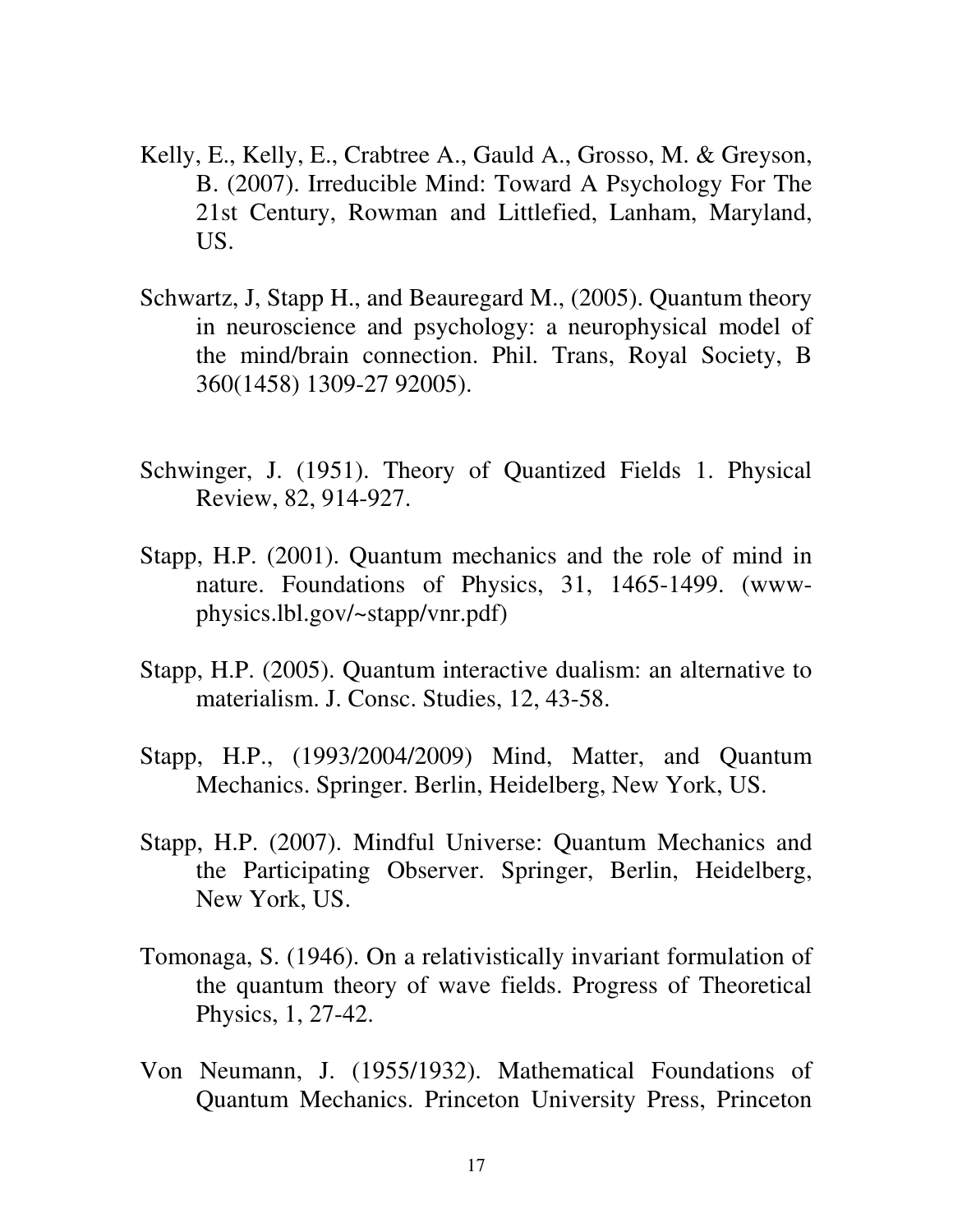Kelly, E., Kelly, E., Crabtree A., Gauld A., Grosso, M. & Greyson, B. (2007). Irreducible Mind: Toward A Psychology For The 21st Century, Rowman and Littlefied, Lanham, Maryland, US.

Schwartz, J, Stapp H., and Beauregard M., (2005). Quantum theory in neuroscience and psychology: a neurophysical model of the mind/brain connection. Phil. Trans, Royal Society, B 360(1458) 1309-27 92005).

Schwinger, J. (1951). Theory of Quantized Fields 1. Physical Review, 82, 914-927.

Stapp, H.P. (2001). Quantum mechanics and the role of mind in nature. Foundations of Physics, 31, 1465-1499. (www-physics.lbl.gov/~stapp/vnr.pdf)

Stapp, H.P. (2005). Quantum interactive dualism: an alternative to materialism. J. Consc. Studies, 12, 43-58.

Stapp, H.P., (1993/2004/2009) Mind, Matter, and Quantum Mechanics. Springer. Berlin, Heidelberg, New York, US.

Stapp, H.P. (2007). Mindful Universe: Quantum Mechanics and the Participating Observer. Springer, Berlin, Heidelberg, New York, US.

Tomonaga, S. (1946). On a relativistically invariant formulation of the quantum theory of wave fields. Progress of Theoretical Physics, 1, 27-42.

Von Neumann, J. (1955/1932). Mathematical Foundations of Quantum Mechanics. Princeton University Press, Princeton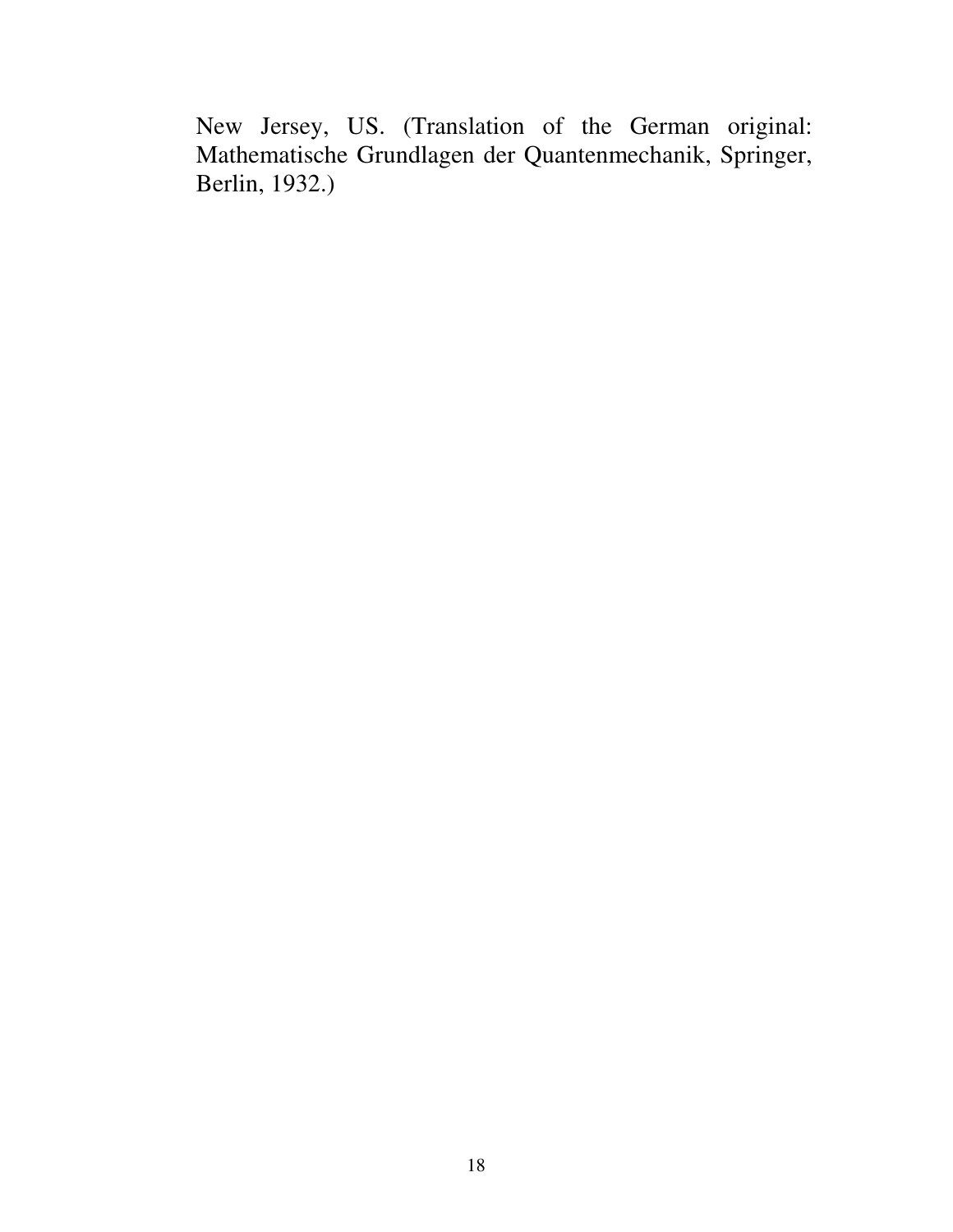New Jersey, US. (Translation of the German original: Mathematische Grundlagen der Quantenmechanik, Springer, Berlin, 1932.)